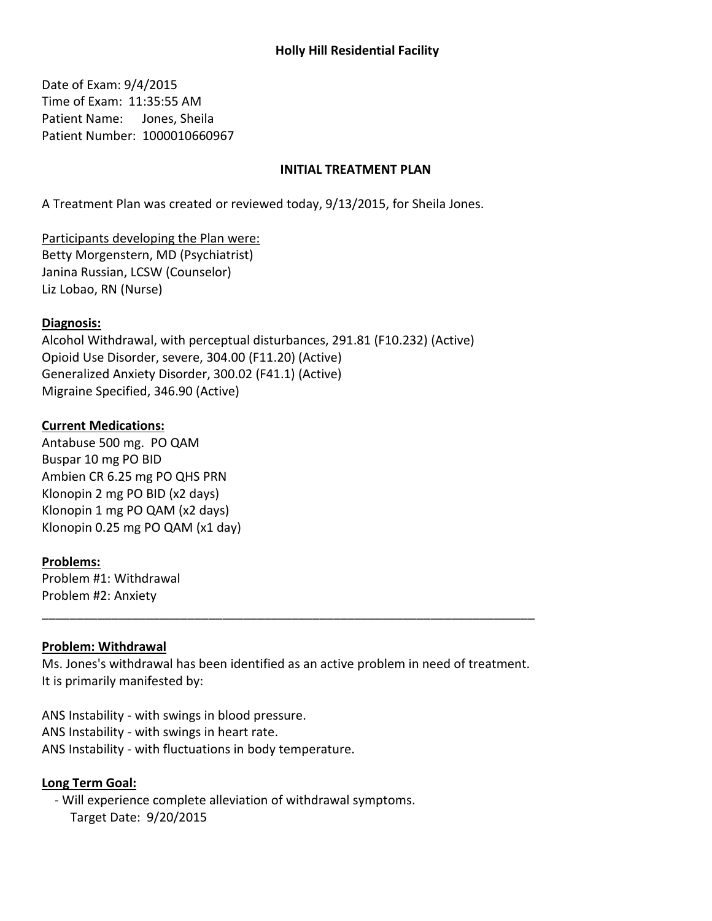**Holly Hill Residential Facility**

Date of Exam: 9/4/2015
Time of Exam: 11:35:55 AM
Patient Name: Jones, Sheila
Patient Number: 1000010660967

**INITIAL TREATMENT PLAN**

A Treatment Plan was created or reviewed today, 9/13/2015, for Sheila Jones.

Participants developing the Plan were:
Betty Morgenstern, MD (Psychiatrist)
Janina Russian, LCSW (Counselor)
Liz Lobao, RN (Nurse)

**Diagnosis:**
Alcohol Withdrawal, with perceptual disturbances, 291.81 (F10.232) (Active)
Opioid Use Disorder, severe, 304.00 (F11.20) (Active)
Generalized Anxiety Disorder, 300.02 (F41.1) (Active)
Migraine Specified, 346.90 (Active)

**Current Medications:**
Antabuse 500 mg. PO QAM
Buspar 10 mg PO BID
Ambien CR 6.25 mg PO QHS PRN
Klonopin 2 mg PO BID (x2 days)
Klonopin 1 mg PO QAM (x2 days)
Klonopin 0.25 mg PO QAM (x1 day)

**Problems:**
Problem #1: Withdrawal
Problem #2: Anxiety

---

**Problem: Withdrawal**
Ms. Jones's withdrawal has been identified as an active problem in need of treatment. It is primarily manifested by:

ANS Instability - with swings in blood pressure.
ANS Instability - with swings in heart rate.
ANS Instability - with fluctuations in body temperature.

**Long Term Goal:**
- Will experience complete alleviation of withdrawal symptoms.
  Target Date: 9/20/2015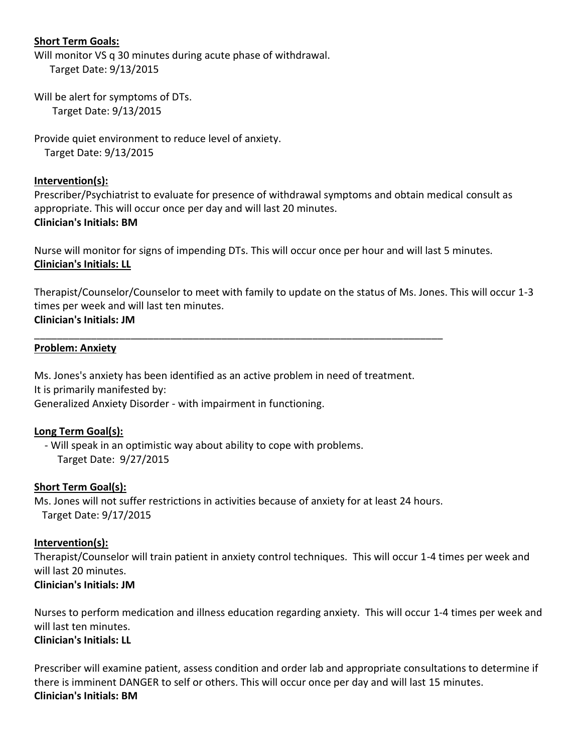**Short Term Goals:**

Will monitor VS q 30 minutes during acute phase of withdrawal.
Target Date: 9/13/2015

Will be alert for symptoms of DTs.
Target Date: 9/13/2015

Provide quiet environment to reduce level of anxiety.
Target Date: 9/13/2015

**Intervention(s):**

Prescriber/Psychiatrist to evaluate for presence of withdrawal symptoms and obtain medical consult as appropriate. This will occur once per day and will last 20 minutes.
**Clinician's Initials: BM**

Nurse will monitor for signs of impending DTs. This will occur once per hour and will last 5 minutes.
**Clinician's Initials: LL**

Therapist/Counselor/Counselor to meet with family to update on the status of Ms. Jones. This will occur 1-3 times per week and will last ten minutes.
**Clinician's Initials: JM**

---

**Problem: Anxiety**

Ms. Jones's anxiety has been identified as an active problem in need of treatment.
It is primarily manifested by:
Generalized Anxiety Disorder - with impairment in functioning.

**Long Term Goal(s):**

- Will speak in an optimistic way about ability to cope with problems.
  Target Date: 9/27/2015

**Short Term Goal(s):**

Ms. Jones will not suffer restrictions in activities because of anxiety for at least 24 hours.
Target Date: 9/17/2015

**Intervention(s):**

Therapist/Counselor will train patient in anxiety control techniques. This will occur 1-4 times per week and will last 20 minutes.
**Clinician's Initials: JM**

Nurses to perform medication and illness education regarding anxiety. This will occur 1-4 times per week and will last ten minutes.
**Clinician's Initials: LL**

Prescriber will examine patient, assess condition and order lab and appropriate consultations to determine if there is imminent DANGER to self or others. This will occur once per day and will last 15 minutes.
**Clinician's Initials: BM**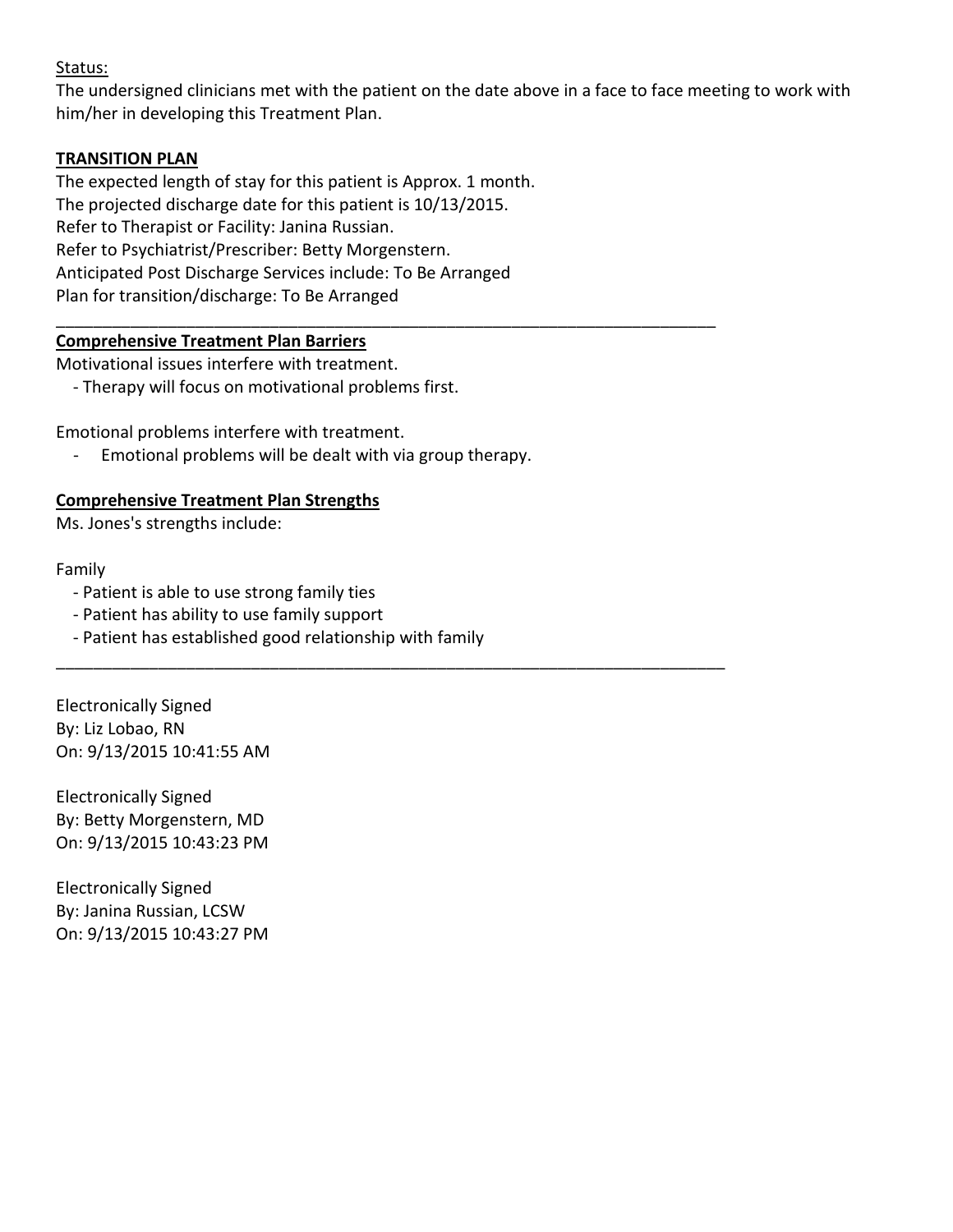Status:

The undersigned clinicians met with the patient on the date above in a face to face meeting to work with him/her in developing this Treatment Plan.

**TRANSITION PLAN**

The expected length of stay for this patient is Approx. 1 month.
The projected discharge date for this patient is 10/13/2015.
Refer to Therapist or Facility: Janina Russian.
Refer to Psychiatrist/Prescriber: Betty Morgenstern.
Anticipated Post Discharge Services include: To Be Arranged
Plan for transition/discharge: To Be Arranged

---

**Comprehensive Treatment Plan Barriers**

Motivational issues interfere with treatment.

- Therapy will focus on motivational problems first.

Emotional problems interfere with treatment.

- Emotional problems will be dealt with via group therapy.

**Comprehensive Treatment Plan Strengths**

Ms. Jones's strengths include:

Family

- Patient is able to use strong family ties
- Patient has ability to use family support
- Patient has established good relationship with family

---

Electronically Signed
By: Liz Lobao, RN
On: 9/13/2015 10:41:55 AM

Electronically Signed
By: Betty Morgenstern, MD
On: 9/13/2015 10:43:23 PM

Electronically Signed
By: Janina Russian, LCSW
On: 9/13/2015 10:43:27 PM